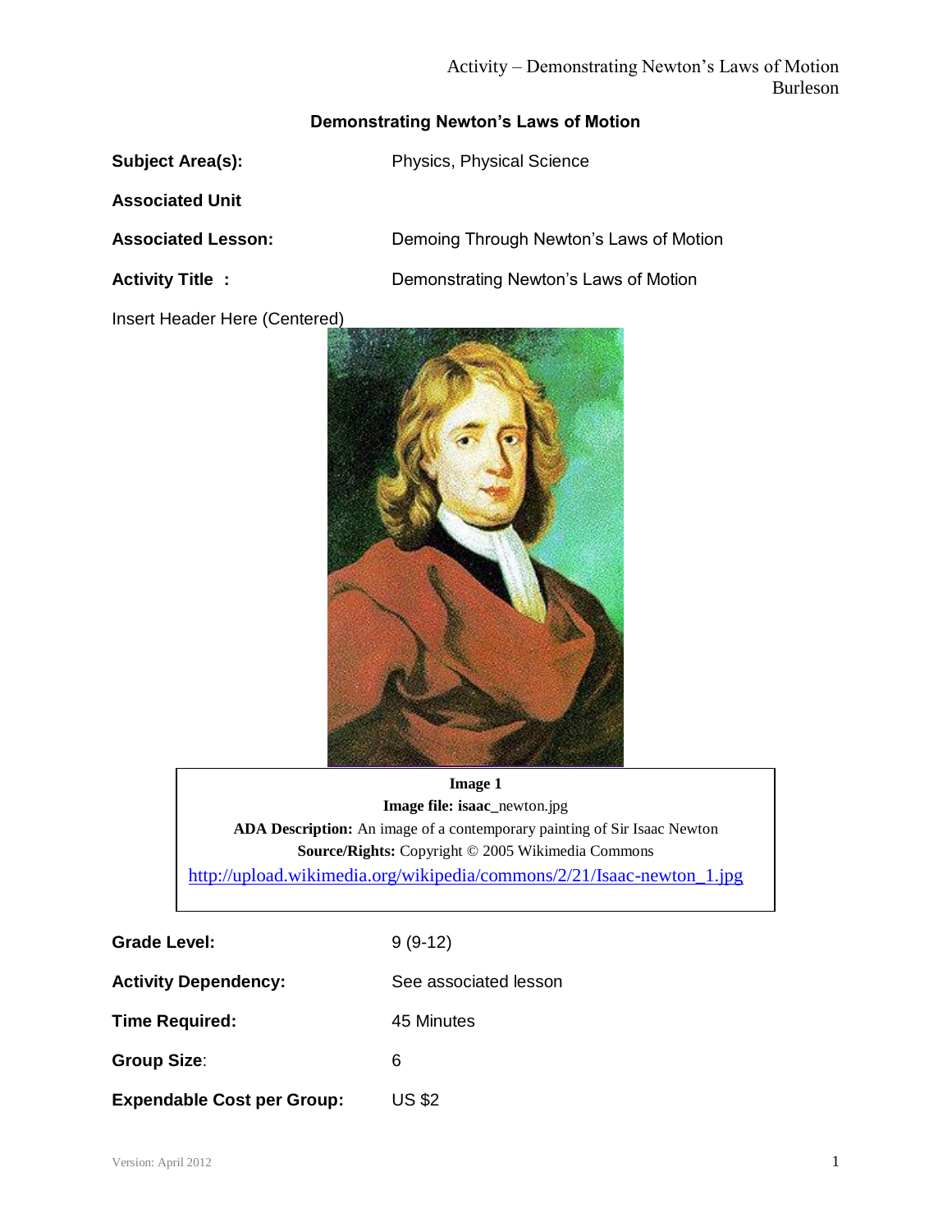## Demonstrating Newton's Laws of Motion

**Subject Area(s):** Physics, Physical Science

**Associated Unit**

**Associated Lesson:** Demoing Through Newton's Laws of Motion

**Activity Title :** Demonstrating Newton's Laws of Motion

Insert Header Here (Centered)

**Image 1**
**Image file: isaac**_newton.jpg
**ADA Description:** An image of a contemporary painting of Sir Isaac Newton
**Source/Rights:** Copyright © 2005 Wikimedia Commons
http://upload.wikimedia.org/wikipedia/commons/2/21/Isaac-newton_1.jpg

**Grade Level:** 9 (9-12)

**Activity Dependency:** See associated lesson

**Time Required:** 45 Minutes

**Group Size:** 6

**Expendable Cost per Group:** US $2

Version: April 2012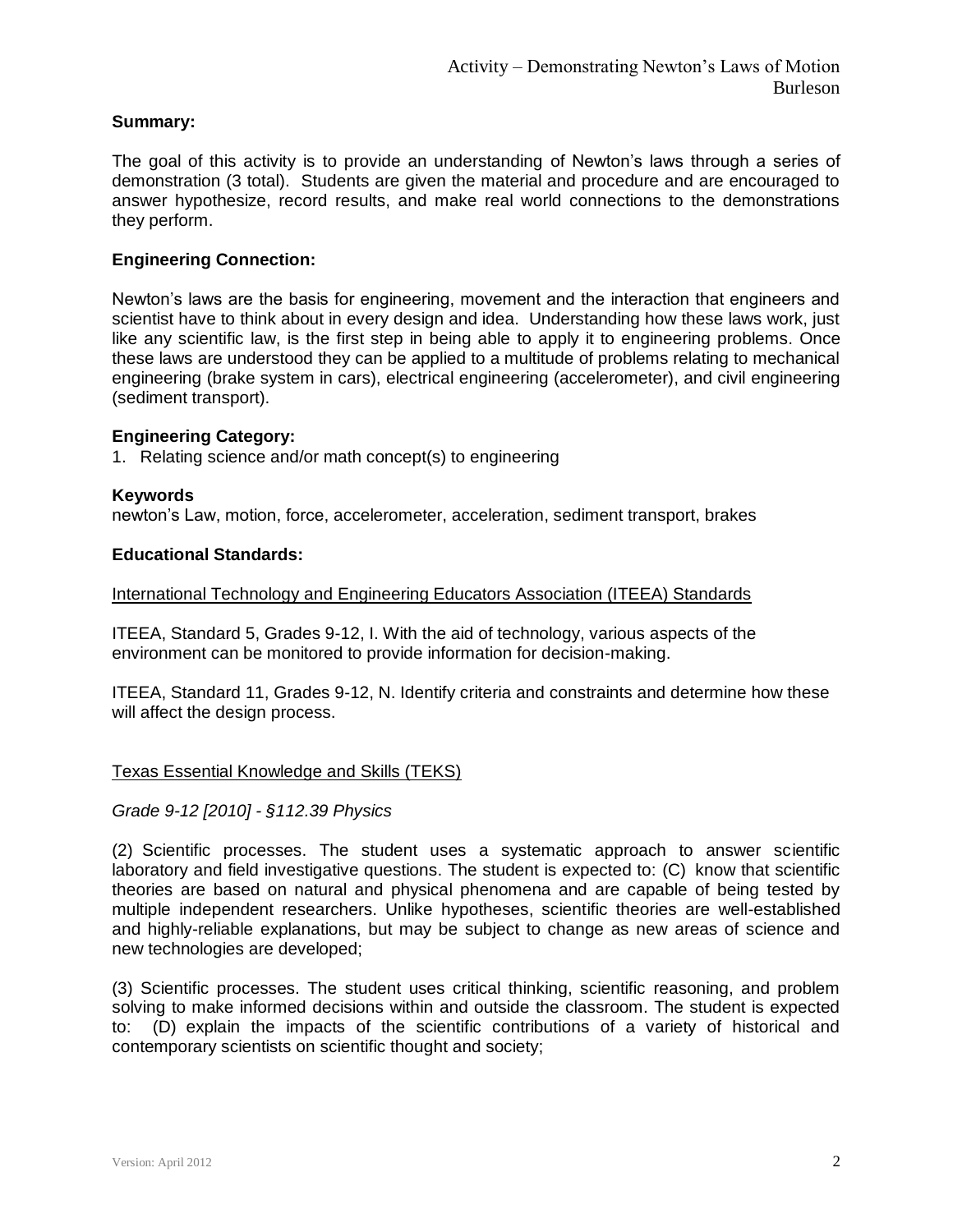**Summary:**

The goal of this activity is to provide an understanding of Newton's laws through a series of demonstration (3 total). Students are given the material and procedure and are encouraged to answer hypothesize, record results, and make real world connections to the demonstrations they perform.

**Engineering Connection:**

Newton's laws are the basis for engineering, movement and the interaction that engineers and scientist have to think about in every design and idea. Understanding how these laws work, just like any scientific law, is the first step in being able to apply it to engineering problems. Once these laws are understood they can be applied to a multitude of problems relating to mechanical engineering (brake system in cars), electrical engineering (accelerometer), and civil engineering (sediment transport).

**Engineering Category:**

1. Relating science and/or math concept(s) to engineering

**Keywords**

newton's Law, motion, force, accelerometer, acceleration, sediment transport, brakes

**Educational Standards:**

International Technology and Engineering Educators Association (ITEEA) Standards

ITEEA, Standard 5, Grades 9-12, I. With the aid of technology, various aspects of the environment can be monitored to provide information for decision-making.

ITEEA, Standard 11, Grades 9-12, N. Identify criteria and constraints and determine how these will affect the design process.

Texas Essential Knowledge and Skills (TEKS)

*Grade 9-12 [2010] - §112.39 Physics*

(2) Scientific processes. The student uses a systematic approach to answer scientific laboratory and field investigative questions. The student is expected to: (C) know that scientific theories are based on natural and physical phenomena and are capable of being tested by multiple independent researchers. Unlike hypotheses, scientific theories are well-established and highly-reliable explanations, but may be subject to change as new areas of science and new technologies are developed;

(3) Scientific processes. The student uses critical thinking, scientific reasoning, and problem solving to make informed decisions within and outside the classroom. The student is expected to: (D) explain the impacts of the scientific contributions of a variety of historical and contemporary scientists on scientific thought and society;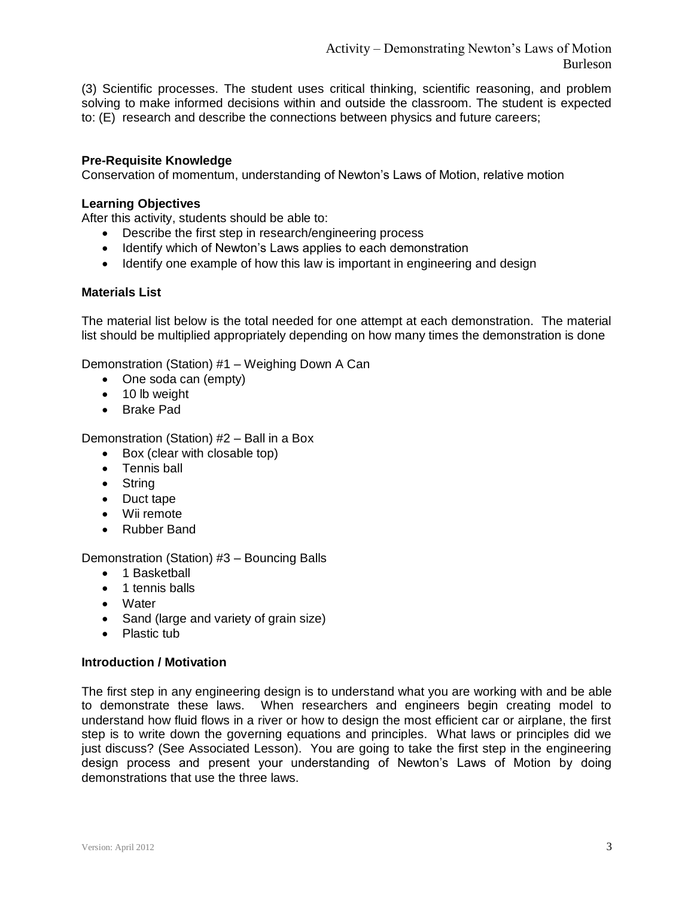(3) Scientific processes. The student uses critical thinking, scientific reasoning, and problem solving to make informed decisions within and outside the classroom. The student is expected to: (E) research and describe the connections between physics and future careers;

**Pre-Requisite Knowledge**

Conservation of momentum, understanding of Newton's Laws of Motion, relative motion

**Learning Objectives**

After this activity, students should be able to:

- Describe the first step in research/engineering process
- Identify which of Newton's Laws applies to each demonstration
- Identify one example of how this law is important in engineering and design

**Materials List**

The material list below is the total needed for one attempt at each demonstration. The material list should be multiplied appropriately depending on how many times the demonstration is done

Demonstration (Station) #1 – Weighing Down A Can

- One soda can (empty)
- 10 lb weight
- Brake Pad

Demonstration (Station) #2 – Ball in a Box

- Box (clear with closable top)
- Tennis ball
- String
- Duct tape
- Wii remote
- Rubber Band

Demonstration (Station) #3 – Bouncing Balls

- 1 Basketball
- 1 tennis balls
- Water
- Sand (large and variety of grain size)
- Plastic tub

**Introduction / Motivation**

The first step in any engineering design is to understand what you are working with and be able to demonstrate these laws. When researchers and engineers begin creating model to understand how fluid flows in a river or how to design the most efficient car or airplane, the first step is to write down the governing equations and principles. What laws or principles did we just discuss? (See Associated Lesson). You are going to take the first step in the engineering design process and present your understanding of Newton's Laws of Motion by doing demonstrations that use the three laws.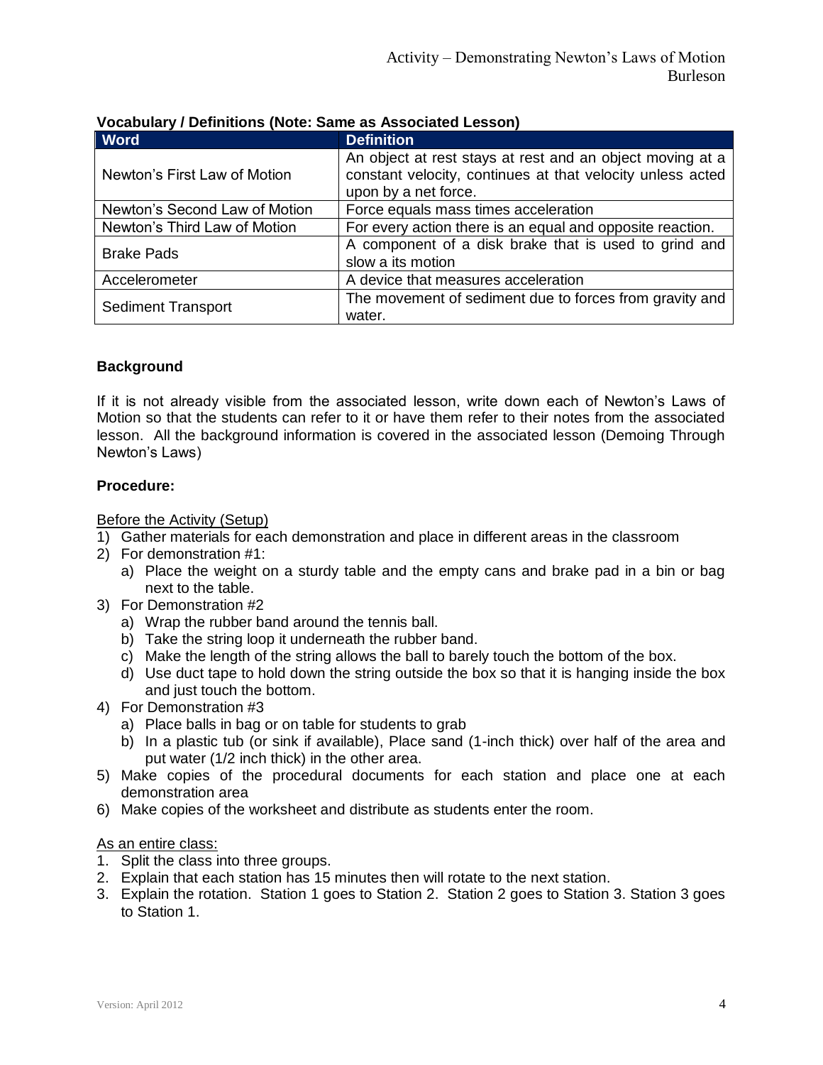**Vocabulary / Definitions (Note: Same as Associated Lesson)**

| Word | Definition |
|---|---|
| Newton's First Law of Motion | An object at rest stays at rest and an object moving at a constant velocity, continues at that velocity unless acted upon by a net force. |
| Newton's Second Law of Motion | Force equals mass times acceleration |
| Newton's Third Law of Motion | For every action there is an equal and opposite reaction. |
| Brake Pads | A component of a disk brake that is used to grind and slow a its motion |
| Accelerometer | A device that measures acceleration |
| Sediment Transport | The movement of sediment due to forces from gravity and water. |

**Background**

If it is not already visible from the associated lesson, write down each of Newton's Laws of Motion so that the students can refer to it or have them refer to their notes from the associated lesson. All the background information is covered in the associated lesson (Demoing Through Newton's Laws)

**Procedure:**

Before the Activity (Setup)

1) Gather materials for each demonstration and place in different areas in the classroom
2) For demonstration #1:
   a) Place the weight on a sturdy table and the empty cans and brake pad in a bin or bag next to the table.
3) For Demonstration #2
   a) Wrap the rubber band around the tennis ball.
   b) Take the string loop it underneath the rubber band.
   c) Make the length of the string allows the ball to barely touch the bottom of the box.
   d) Use duct tape to hold down the string outside the box so that it is hanging inside the box and just touch the bottom.
4) For Demonstration #3
   a) Place balls in bag or on table for students to grab
   b) In a plastic tub (or sink if available), Place sand (1-inch thick) over half of the area and put water (1/2 inch thick) in the other area.
5) Make copies of the procedural documents for each station and place one at each demonstration area
6) Make copies of the worksheet and distribute as students enter the room.

As an entire class:

1. Split the class into three groups.
2. Explain that each station has 15 minutes then will rotate to the next station.
3. Explain the rotation. Station 1 goes to Station 2. Station 2 goes to Station 3. Station 3 goes to Station 1.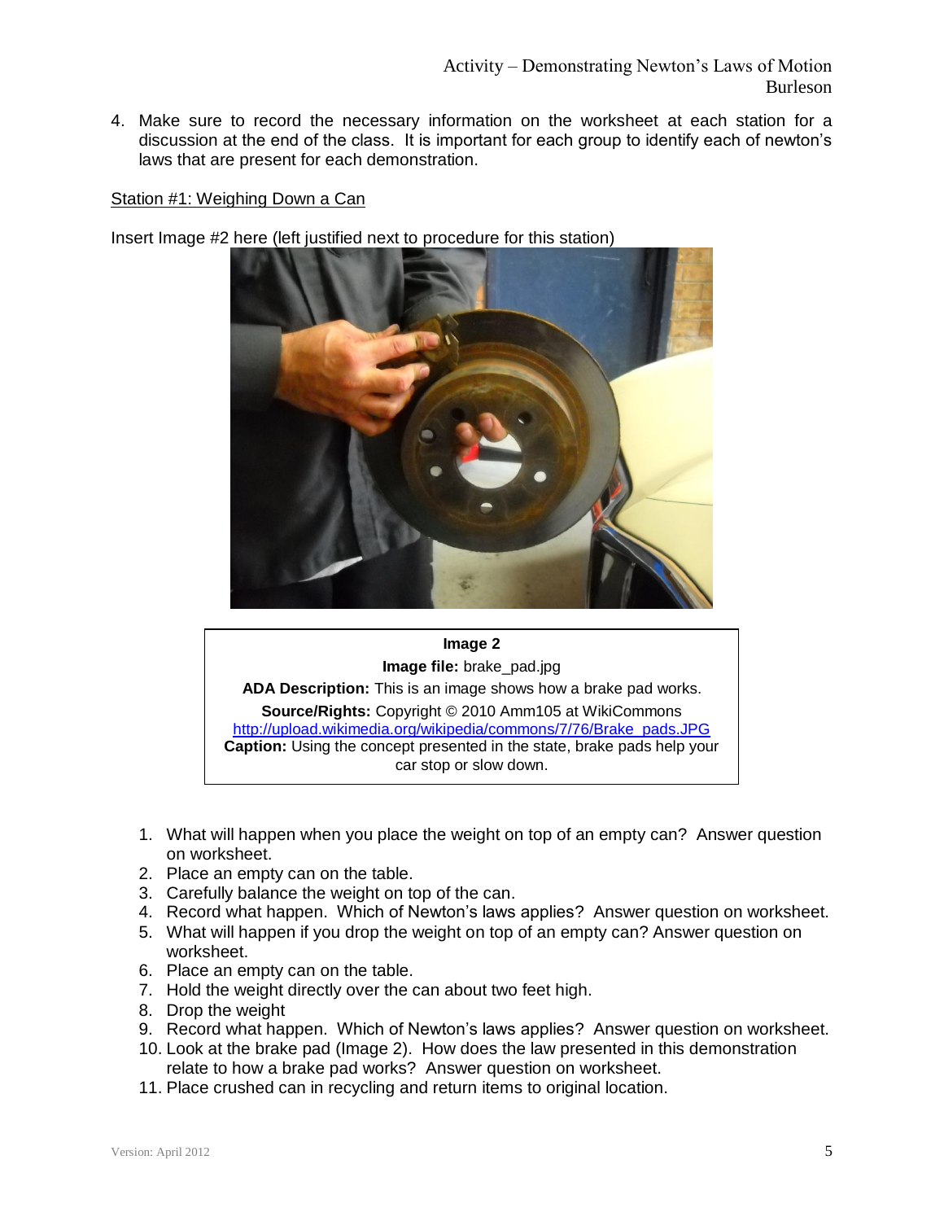4. Make sure to record the necessary information on the worksheet at each station for a discussion at the end of the class. It is important for each group to identify each of newton's laws that are present for each demonstration.

Station #1: Weighing Down a Can

Insert Image #2 here (left justified next to procedure for this station)

**Image 2**

**Image file:** brake_pad.jpg

**ADA Description:** This is an image shows how a brake pad works.

**Source/Rights:** Copyright © 2010 Amm105 at WikiCommons
http://upload.wikimedia.org/wikipedia/commons/7/76/Brake_pads.JPG

**Caption:** Using the concept presented in the state, brake pads help your car stop or slow down.

1. What will happen when you place the weight on top of an empty can? Answer question on worksheet.
2. Place an empty can on the table.
3. Carefully balance the weight on top of the can.
4. Record what happen. Which of Newton's laws applies? Answer question on worksheet.
5. What will happen if you drop the weight on top of an empty can? Answer question on worksheet.
6. Place an empty can on the table.
7. Hold the weight directly over the can about two feet high.
8. Drop the weight
9. Record what happen. Which of Newton's laws applies? Answer question on worksheet.
10. Look at the brake pad (Image 2). How does the law presented in this demonstration relate to how a brake pad works? Answer question on worksheet.
11. Place crushed can in recycling and return items to original location.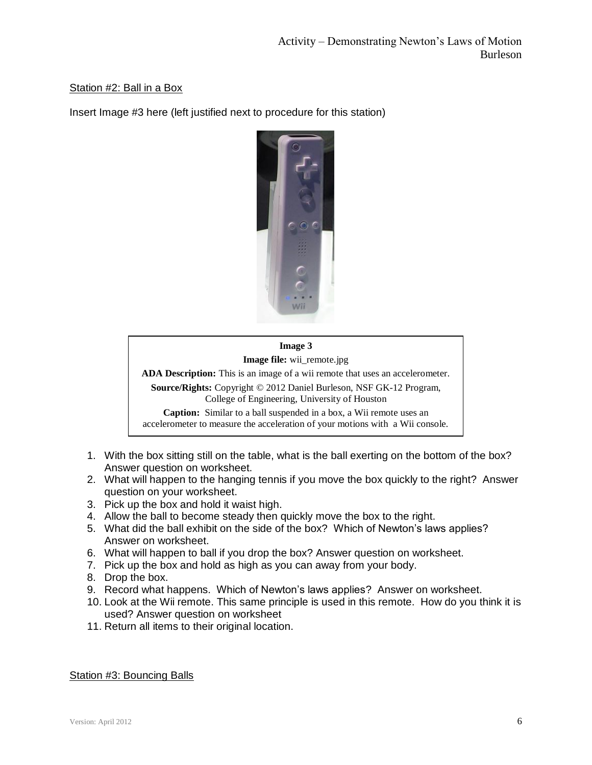Station #2: Ball in a Box

Insert Image #3 here (left justified next to procedure for this station)

**Image 3**

**Image file:** wii_remote.jpg

**ADA Description:** This is an image of a wii remote that uses an accelerometer.

**Source/Rights:** Copyright © 2012 Daniel Burleson, NSF GK-12 Program, College of Engineering, University of Houston

**Caption:** Similar to a ball suspended in a box, a Wii remote uses an accelerometer to measure the acceleration of your motions with a Wii console.

1. With the box sitting still on the table, what is the ball exerting on the bottom of the box? Answer question on worksheet.
2. What will happen to the hanging tennis if you move the box quickly to the right? Answer question on your worksheet.
3. Pick up the box and hold it waist high.
4. Allow the ball to become steady then quickly move the box to the right.
5. What did the ball exhibit on the side of the box? Which of Newton's laws applies? Answer on worksheet.
6. What will happen to ball if you drop the box? Answer question on worksheet.
7. Pick up the box and hold as high as you can away from your body.
8. Drop the box.
9. Record what happens. Which of Newton's laws applies? Answer on worksheet.
10. Look at the Wii remote. This same principle is used in this remote. How do you think it is used? Answer question on worksheet
11. Return all items to their original location.

Station #3: Bouncing Balls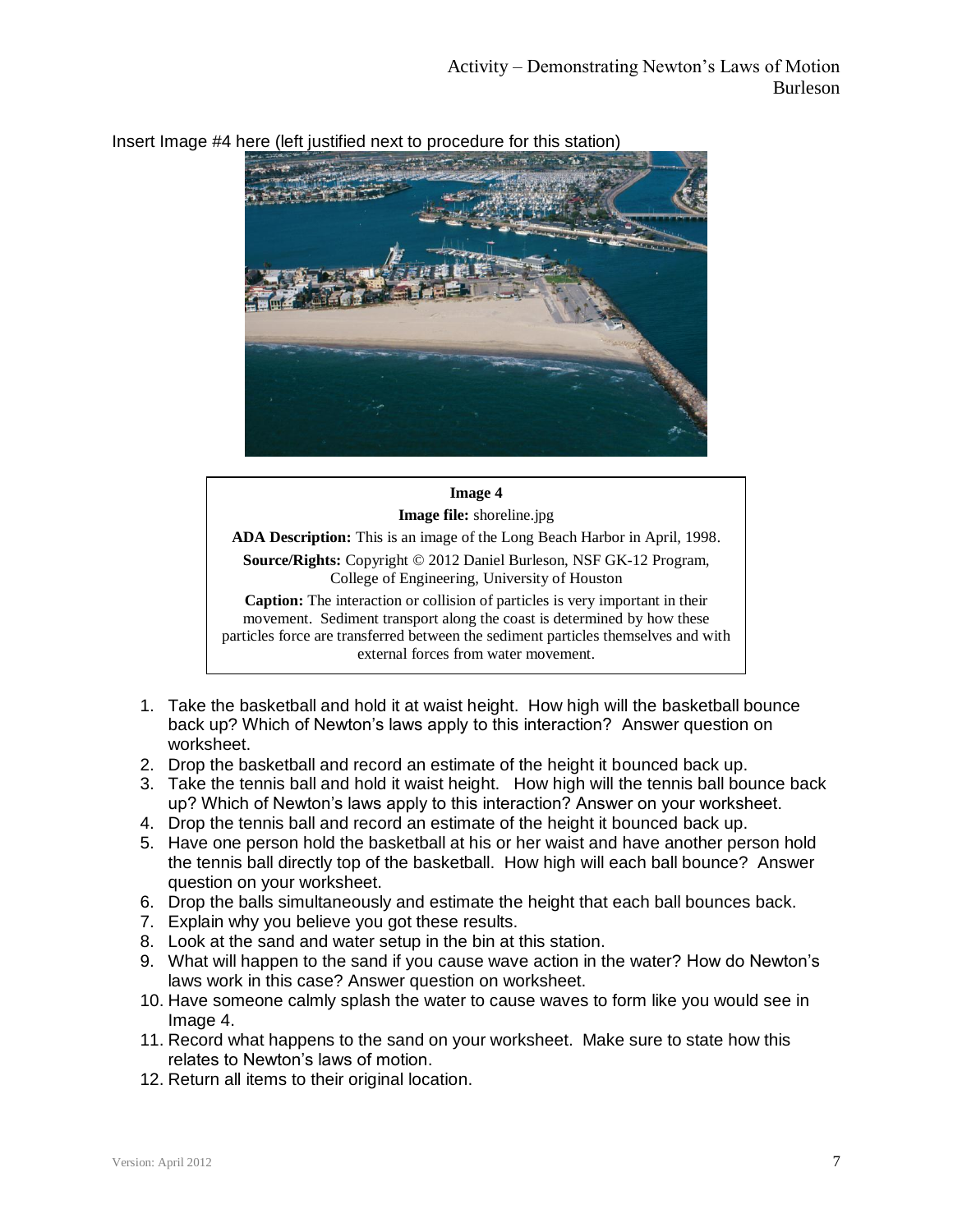Insert Image #4 here (left justified next to procedure for this station)

**Image 4**

**Image file:** shoreline.jpg

**ADA Description:** This is an image of the Long Beach Harbor in April, 1998.

**Source/Rights:** Copyright © 2012 Daniel Burleson, NSF GK-12 Program, College of Engineering, University of Houston

**Caption:** The interaction or collision of particles is very important in their movement. Sediment transport along the coast is determined by how these particles force are transferred between the sediment particles themselves and with external forces from water movement.

1. Take the basketball and hold it at waist height. How high will the basketball bounce back up? Which of Newton's laws apply to this interaction? Answer question on worksheet.
2. Drop the basketball and record an estimate of the height it bounced back up.
3. Take the tennis ball and hold it waist height. How high will the tennis ball bounce back up? Which of Newton's laws apply to this interaction? Answer on your worksheet.
4. Drop the tennis ball and record an estimate of the height it bounced back up.
5. Have one person hold the basketball at his or her waist and have another person hold the tennis ball directly top of the basketball. How high will each ball bounce? Answer question on your worksheet.
6. Drop the balls simultaneously and estimate the height that each ball bounces back.
7. Explain why you believe you got these results.
8. Look at the sand and water setup in the bin at this station.
9. What will happen to the sand if you cause wave action in the water? How do Newton's laws work in this case? Answer question on worksheet.
10. Have someone calmly splash the water to cause waves to form like you would see in Image 4.
11. Record what happens to the sand on your worksheet. Make sure to state how this relates to Newton's laws of motion.
12. Return all items to their original location.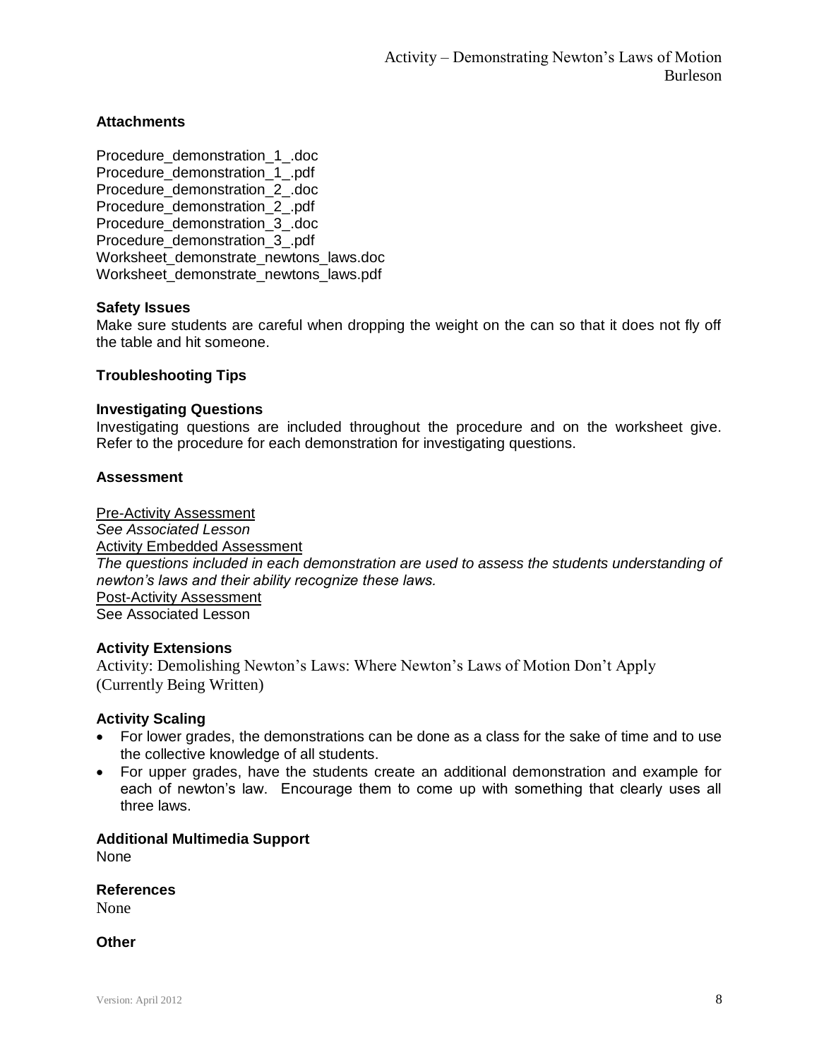### Attachments

Procedure_demonstration_1_.doc
Procedure_demonstration_1_.pdf
Procedure_demonstration_2_.doc
Procedure_demonstration_2_.pdf
Procedure_demonstration_3_.doc
Procedure_demonstration_3_.pdf
Worksheet_demonstrate_newtons_laws.doc
Worksheet_demonstrate_newtons_laws.pdf

### Safety Issues

Make sure students are careful when dropping the weight on the can so that it does not fly off the table and hit someone.

### Troubleshooting Tips

### Investigating Questions

Investigating questions are included throughout the procedure and on the worksheet give. Refer to the procedure for each demonstration for investigating questions.

### Assessment

Pre-Activity Assessment
*See Associated Lesson*
Activity Embedded Assessment
*The questions included in each demonstration are used to assess the students understanding of newton's laws and their ability recognize these laws.*
Post-Activity Assessment
See Associated Lesson

### Activity Extensions

Activity: Demolishing Newton's Laws: Where Newton's Laws of Motion Don't Apply (Currently Being Written)

### Activity Scaling

- For lower grades, the demonstrations can be done as a class for the sake of time and to use the collective knowledge of all students.
- For upper grades, have the students create an additional demonstration and example for each of newton's law. Encourage them to come up with something that clearly uses all three laws.

### Additional Multimedia Support

None

### References

None

### Other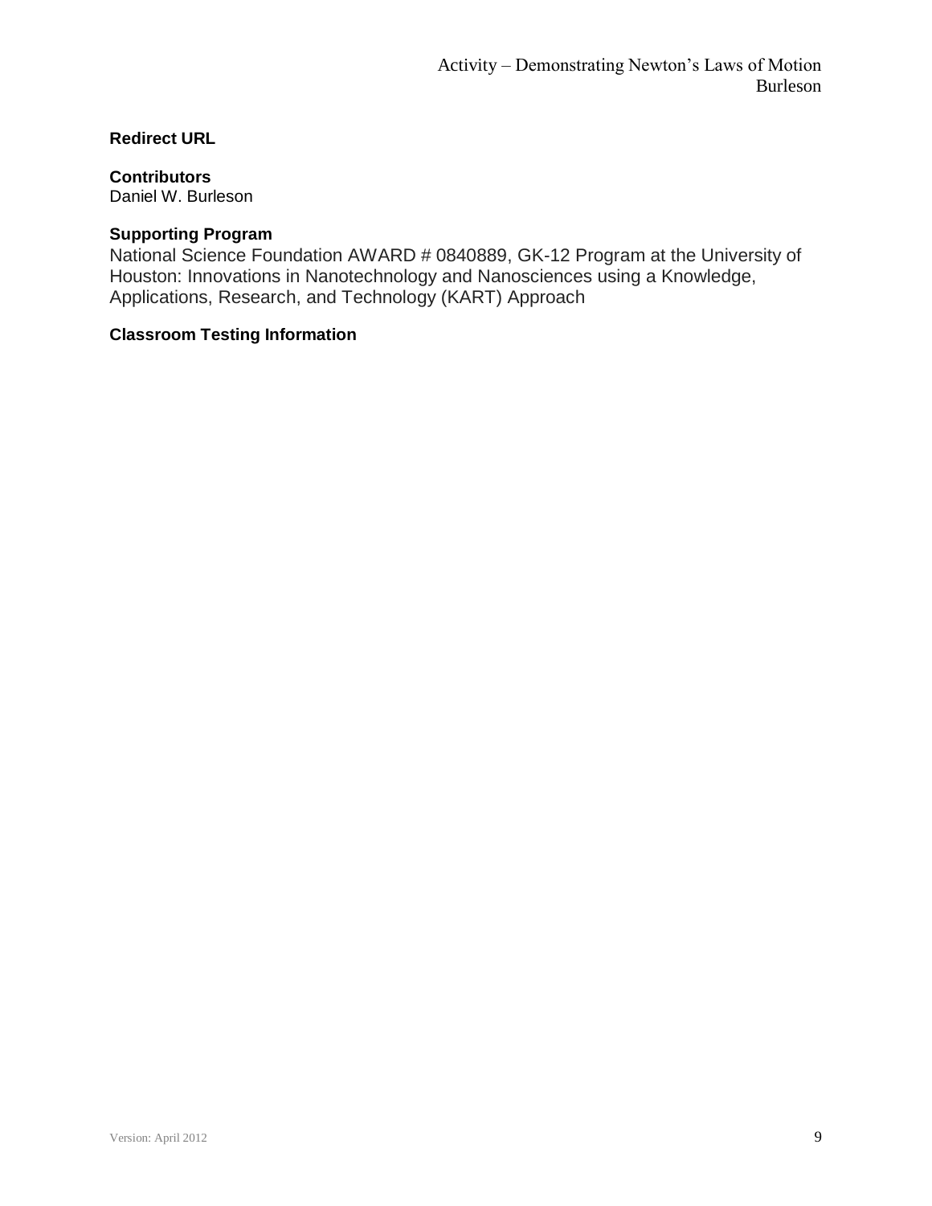**Redirect URL**

**Contributors**
Daniel W. Burleson

**Supporting Program**
National Science Foundation AWARD # 0840889, GK-12 Program at the University of Houston: Innovations in Nanotechnology and Nanosciences using a Knowledge, Applications, Research, and Technology (KART) Approach

**Classroom Testing Information**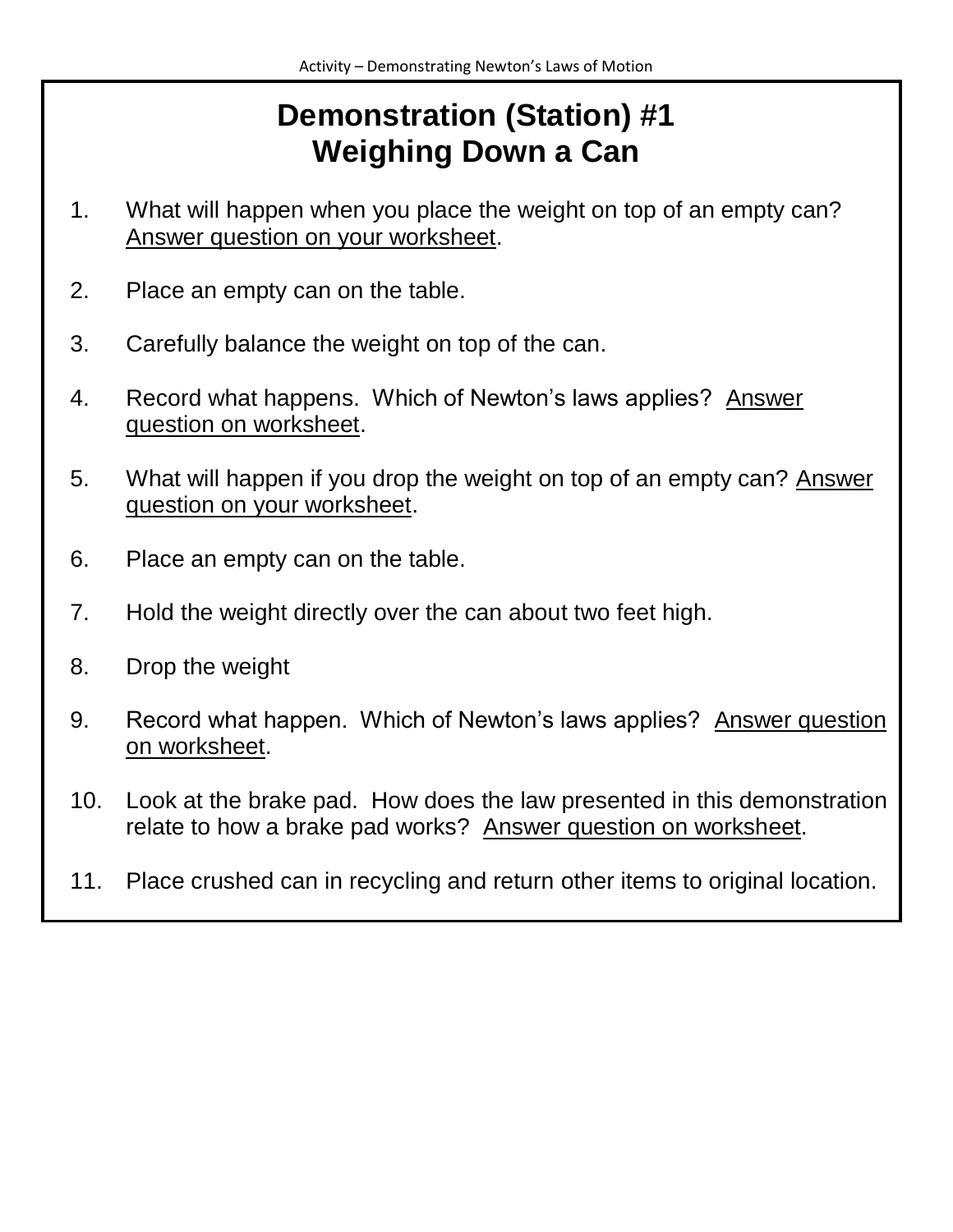# Demonstration (Station) #1
# Weighing Down a Can

1. What will happen when you place the weight on top of an empty can? Answer question on your worksheet.
2. Place an empty can on the table.
3. Carefully balance the weight on top of the can.
4. Record what happens. Which of Newton's laws applies? Answer question on worksheet.
5. What will happen if you drop the weight on top of an empty can? Answer question on your worksheet.
6. Place an empty can on the table.
7. Hold the weight directly over the can about two feet high.
8. Drop the weight
9. Record what happen. Which of Newton's laws applies? Answer question on worksheet.
10. Look at the brake pad. How does the law presented in this demonstration relate to how a brake pad works? Answer question on worksheet.
11. Place crushed can in recycling and return other items to original location.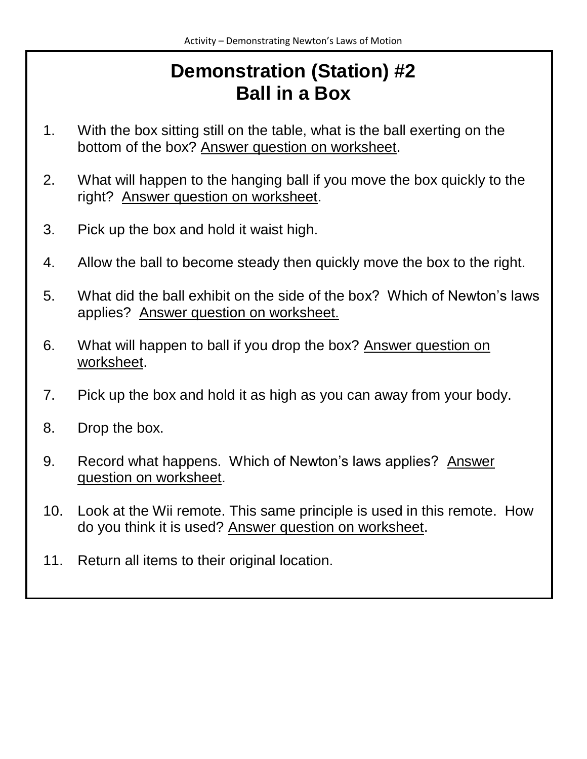# Demonstration (Station) #2
# Ball in a Box

1. With the box sitting still on the table, what is the ball exerting on the bottom of the box? <u>Answer question on worksheet</u>.

2. What will happen to the hanging ball if you move the box quickly to the right? <u>Answer question on worksheet</u>.

3. Pick up the box and hold it waist high.

4. Allow the ball to become steady then quickly move the box to the right.

5. What did the ball exhibit on the side of the box? Which of Newton's laws applies? <u>Answer question on worksheet.</u>

6. What will happen to ball if you drop the box? <u>Answer question on worksheet</u>.

7. Pick up the box and hold it as high as you can away from your body.

8. Drop the box.

9. Record what happens. Which of Newton's laws applies? <u>Answer question on worksheet</u>.

10. Look at the Wii remote. This same principle is used in this remote. How do you think it is used? <u>Answer question on worksheet</u>.

11. Return all items to their original location.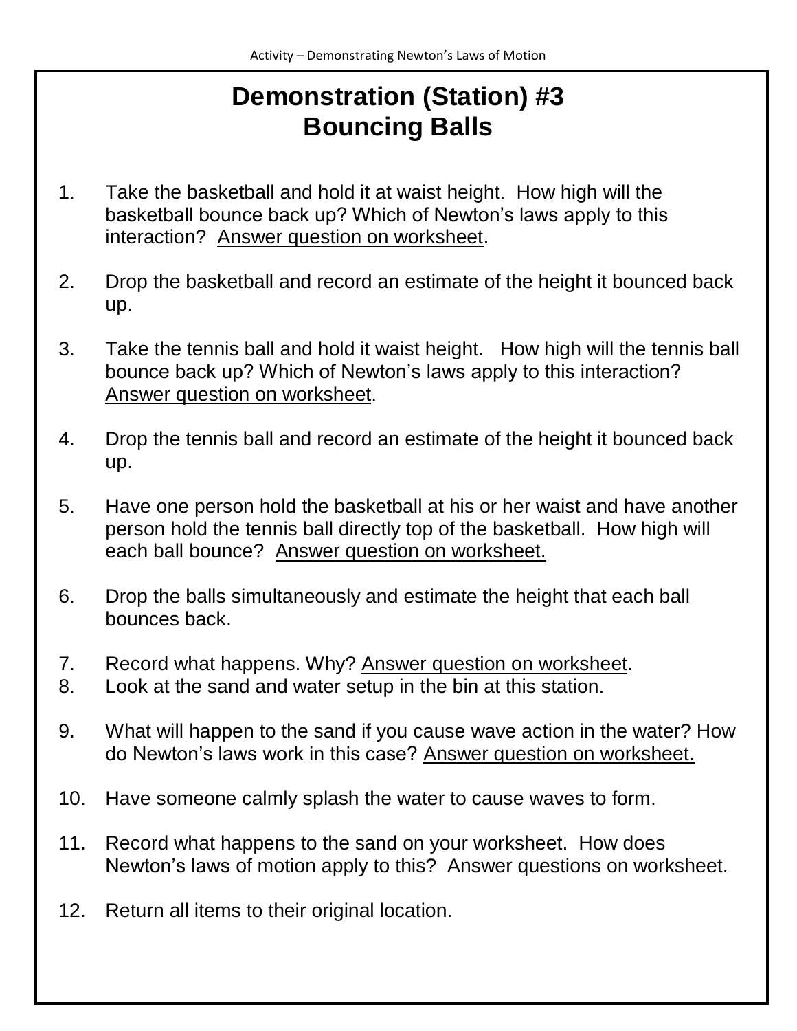# Demonstration (Station) #3
# Bouncing Balls

1. Take the basketball and hold it at waist height. How high will the basketball bounce back up? Which of Newton's laws apply to this interaction? Answer question on worksheet.

2. Drop the basketball and record an estimate of the height it bounced back up.

3. Take the tennis ball and hold it waist height. How high will the tennis ball bounce back up? Which of Newton's laws apply to this interaction? Answer question on worksheet.

4. Drop the tennis ball and record an estimate of the height it bounced back up.

5. Have one person hold the basketball at his or her waist and have another person hold the tennis ball directly top of the basketball. How high will each ball bounce? Answer question on worksheet.

6. Drop the balls simultaneously and estimate the height that each ball bounces back.

7. Record what happens. Why? Answer question on worksheet.
8. Look at the sand and water setup in the bin at this station.

9. What will happen to the sand if you cause wave action in the water? How do Newton's laws work in this case? Answer question on worksheet.

10. Have someone calmly splash the water to cause waves to form.

11. Record what happens to the sand on your worksheet. How does Newton's laws of motion apply to this? Answer questions on worksheet.

12. Return all items to their original location.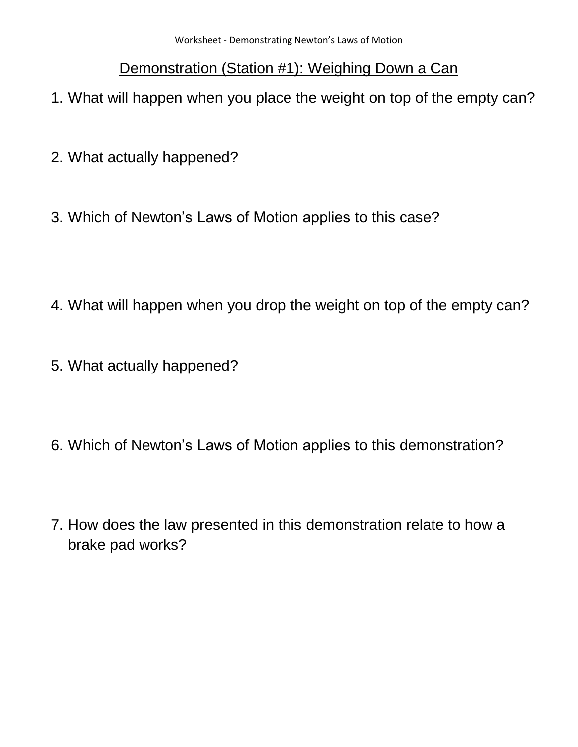## Demonstration (Station #1): Weighing Down a Can

1. What will happen when you place the weight on top of the empty can?

2. What actually happened?

3. Which of Newton's Laws of Motion applies to this case?

4. What will happen when you drop the weight on top of the empty can?

5. What actually happened?

6. Which of Newton's Laws of Motion applies to this demonstration?

7. How does the law presented in this demonstration relate to how a brake pad works?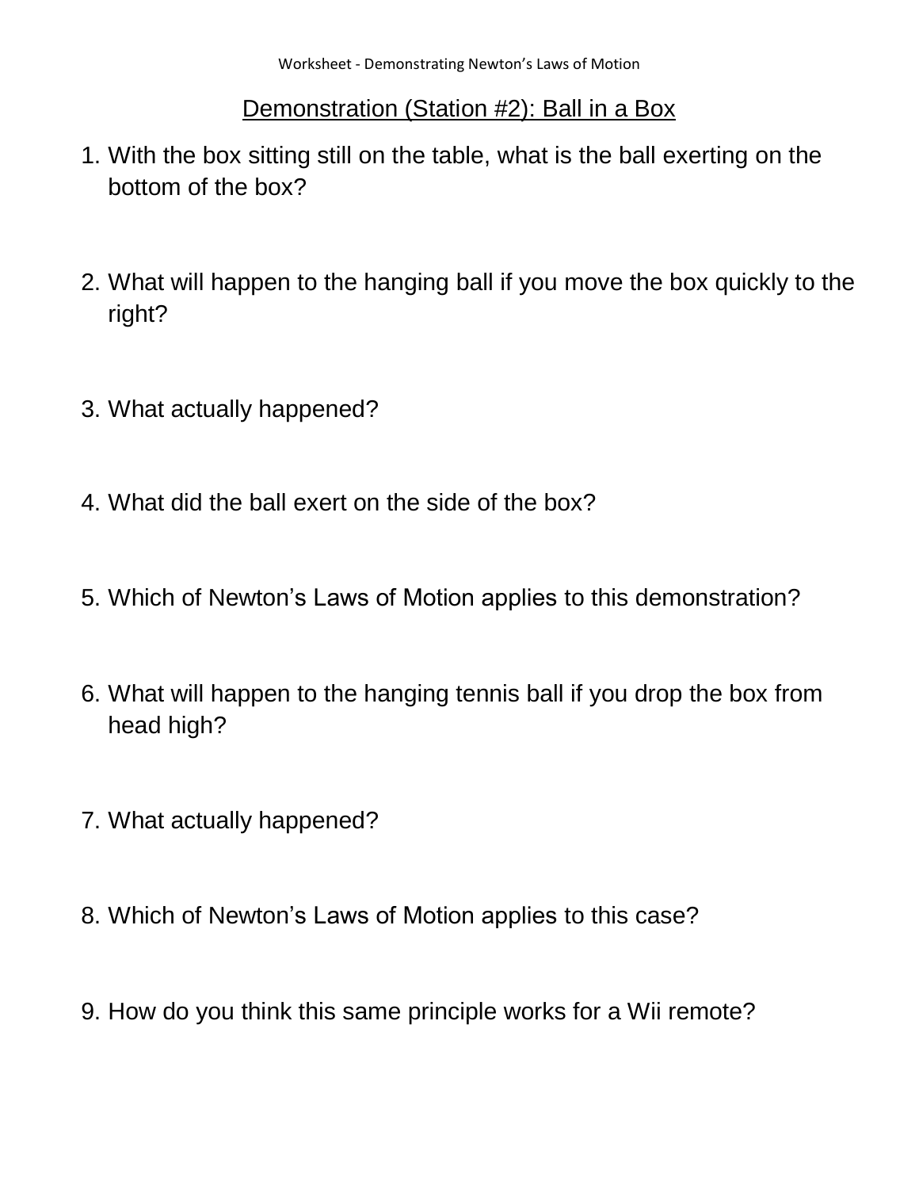## Demonstration (Station #2): Ball in a Box

1. With the box sitting still on the table, what is the ball exerting on the bottom of the box?

2. What will happen to the hanging ball if you move the box quickly to the right?

3. What actually happened?

4. What did the ball exert on the side of the box?

5. Which of Newton's Laws of Motion applies to this demonstration?

6. What will happen to the hanging tennis ball if you drop the box from head high?

7. What actually happened?

8. Which of Newton's Laws of Motion applies to this case?

9. How do you think this same principle works for a Wii remote?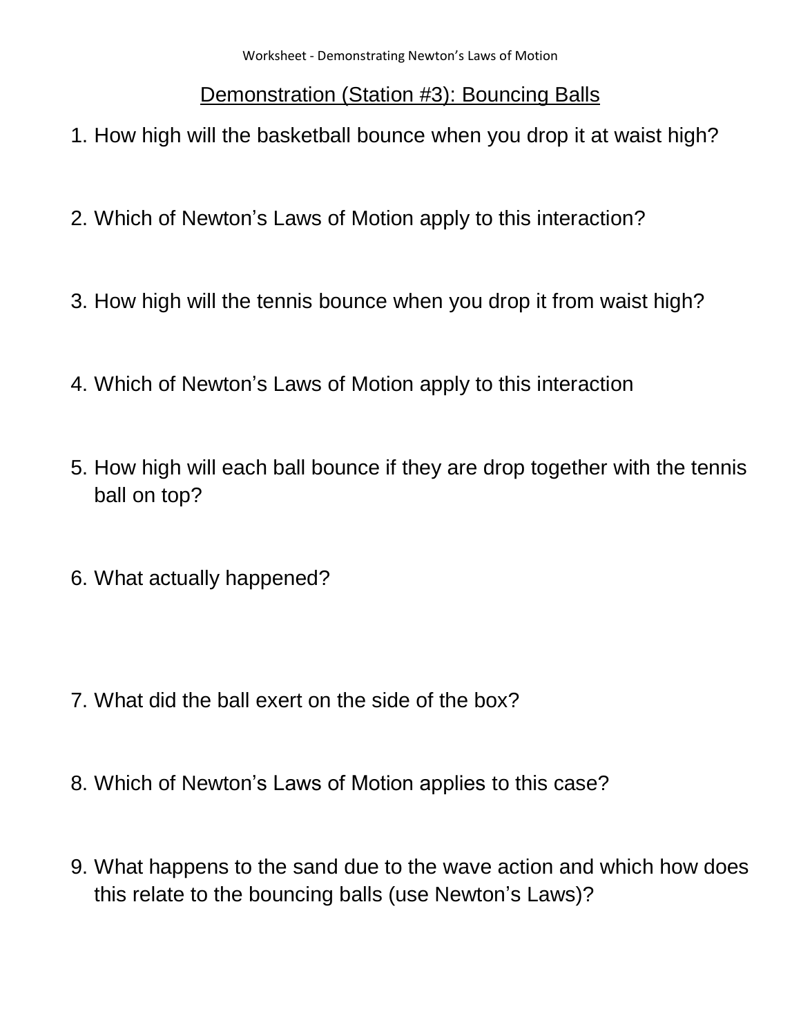## Demonstration (Station #3): Bouncing Balls

1. How high will the basketball bounce when you drop it at waist high?

2. Which of Newton's Laws of Motion apply to this interaction?

3. How high will the tennis bounce when you drop it from waist high?

4. Which of Newton's Laws of Motion apply to this interaction

5. How high will each ball bounce if they are drop together with the tennis ball on top?

6. What actually happened?

7. What did the ball exert on the side of the box?

8. Which of Newton's Laws of Motion applies to this case?

9. What happens to the sand due to the wave action and which how does this relate to the bouncing balls (use Newton's Laws)?